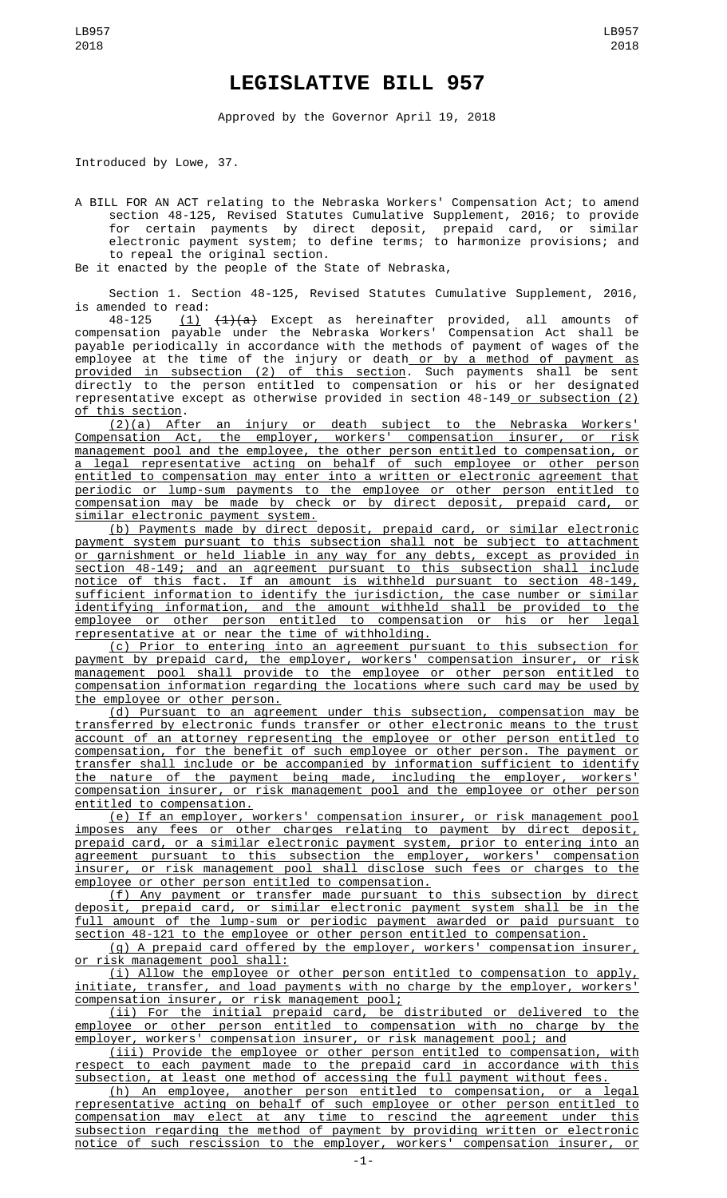# LEGISLATIVE BILL 957

Approved by the Governor April 19, 2018

Introduced by Lowe, 37.

A BILL FOR AN ACT relating to the Nebraska Workers' Compensation Act; to amend section 48-125, Revised Statutes Cumulative Supplement, 2016; to provide for certain payments by direct deposit, prepaid card, or similar electronic payment system; to define terms; to harmonize provisions; and to repeal the original section.

Be it enacted by the people of the State of Nebraska,

Section 1. Section 48-125, Revised Statutes Cumulative Supplement, 2016, is amended to read:

48-125 (1) ~~(1)(a)~~ Except as hereinafter provided, all amounts of compensation payable under the Nebraska Workers' Compensation Act shall be payable periodically in accordance with the methods of payment of wages of the employee at the time of the injury or death or by a method of payment as provided in subsection (2) of this section. Such payments shall be sent directly to the person entitled to compensation or his or her designated representative except as otherwise provided in section 48-149 or subsection (2) of this section.

(2)(a) After an injury or death subject to the Nebraska Workers' Compensation Act, the employer, workers' compensation insurer, or risk management pool and the employee, the other person entitled to compensation, or a legal representative acting on behalf of such employee or other person entitled to compensation may enter into a written or electronic agreement that periodic or lump-sum payments to the employee or other person entitled to compensation may be made by check or by direct deposit, prepaid card, or similar electronic payment system.

(b) Payments made by direct deposit, prepaid card, or similar electronic payment system pursuant to this subsection shall not be subject to attachment or garnishment or held liable in any way for any debts, except as provided in section 48-149; and an agreement pursuant to this subsection shall include notice of this fact. If an amount is withheld pursuant to section 48-149, sufficient information to identify the jurisdiction, the case number or similar identifying information, and the amount withheld shall be provided to the employee or other person entitled to compensation or his or her legal representative at or near the time of withholding.

(c) Prior to entering into an agreement pursuant to this subsection for payment by prepaid card, the employer, workers' compensation insurer, or risk management pool shall provide to the employee or other person entitled to compensation information regarding the locations where such card may be used by the employee or other person.

(d) Pursuant to an agreement under this subsection, compensation may be transferred by electronic funds transfer or other electronic means to the trust account of an attorney representing the employee or other person entitled to compensation, for the benefit of such employee or other person. The payment or transfer shall include or be accompanied by information sufficient to identify the nature of the payment being made, including the employer, workers' compensation insurer, or risk management pool and the employee or other person entitled to compensation.

(e) If an employer, workers' compensation insurer, or risk management pool imposes any fees or other charges relating to payment by direct deposit, prepaid card, or a similar electronic payment system, prior to entering into an agreement pursuant to this subsection the employer, workers' compensation insurer, or risk management pool shall disclose such fees or charges to the employee or other person entitled to compensation.

(f) Any payment or transfer made pursuant to this subsection by direct deposit, prepaid card, or similar electronic payment system shall be in the full amount of the lump-sum or periodic payment awarded or paid pursuant to section 48-121 to the employee or other person entitled to compensation.

(g) A prepaid card offered by the employer, workers' compensation insurer, or risk management pool shall:

(i) Allow the employee or other person entitled to compensation to apply, initiate, transfer, and load payments with no charge by the employer, workers' compensation insurer, or risk management pool;

(ii) For the initial prepaid card, be distributed or delivered to the employee or other person entitled to compensation with no charge by the employer, workers' compensation insurer, or risk management pool; and

(iii) Provide the employee or other person entitled to compensation, with respect to each payment made to the prepaid card in accordance with this subsection, at least one method of accessing the full payment without fees.

(h) An employee, another person entitled to compensation, or a legal representative acting on behalf of such employee or other person entitled to compensation may elect at any time to rescind the agreement under this subsection regarding the method of payment by providing written or electronic notice of such rescission to the employer, workers' compensation insurer, or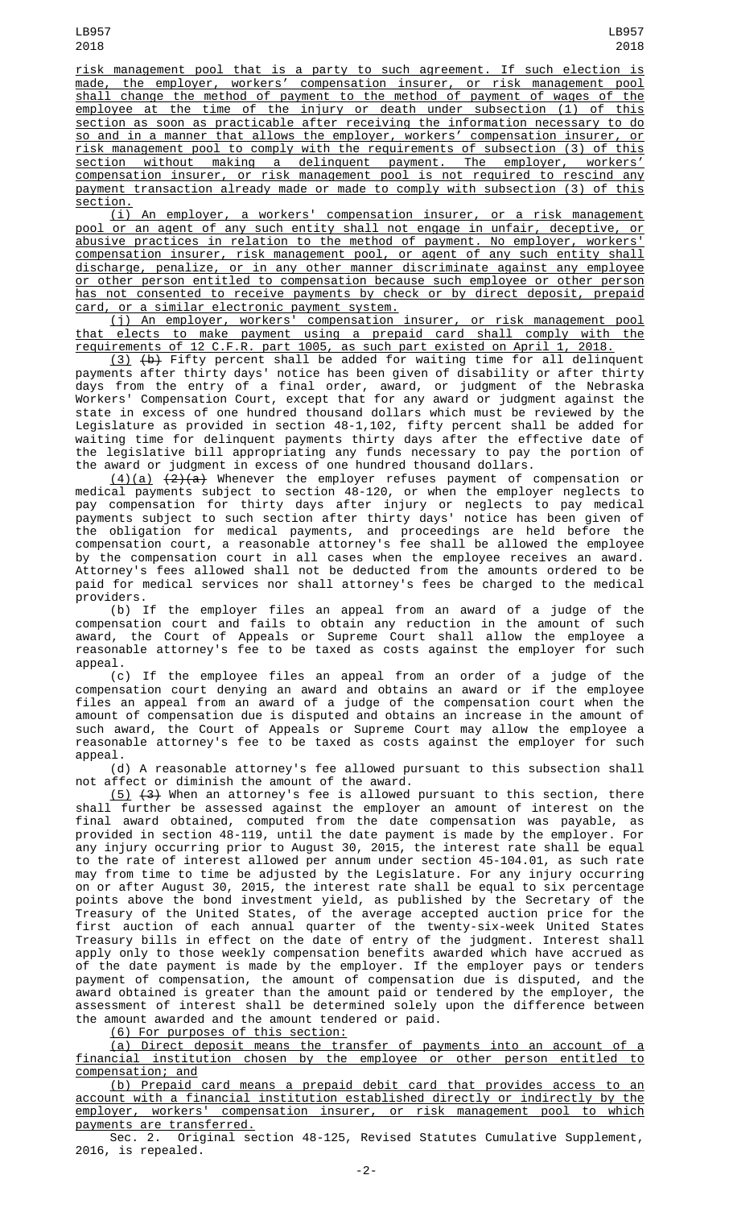risk management pool that is a party to such agreement. If such election is made, the employer, workers' compensation insurer, or risk management pool shall change the method of payment to the method of payment of wages of the employee at the time of the injury or death under subsection (1) of this section as soon as practicable after receiving the information necessary to do so and in a manner that allows the employer, workers' compensation insurer, or risk management pool to comply with the requirements of subsection (3) of this section without making a delinquent payment. The employer, workers' compensation insurer, or risk management pool is not required to rescind any payment transaction already made or made to comply with subsection (3) of this section.

(i) An employer, a workers' compensation insurer, or a risk management pool or an agent of any such entity shall not engage in unfair, deceptive, or abusive practices in relation to the method of payment. No employer, workers' compensation insurer, risk management pool, or agent of any such entity shall discharge, penalize, or in any other manner discriminate against any employee or other person entitled to compensation because such employee or other person has not consented to receive payments by check or by direct deposit, prepaid card, or a similar electronic payment system.

(j) An employer, workers' compensation insurer, or risk management pool that elects to make payment using a prepaid card shall comply with the requirements of 12 C.F.R. part 1005, as such part existed on April 1, 2018.

(3) (b) Fifty percent shall be added for waiting time for all delinquent payments after thirty days' notice has been given of disability or after thirty days from the entry of a final order, award, or judgment of the Nebraska Workers' Compensation Court, except that for any award or judgment against the state in excess of one hundred thousand dollars which must be reviewed by the Legislature as provided in section 48-1,102, fifty percent shall be added for waiting time for delinquent payments thirty days after the effective date of the legislative bill appropriating any funds necessary to pay the portion of the award or judgment in excess of one hundred thousand dollars.

(4)(a) (2)(a) Whenever the employer refuses payment of compensation or medical payments subject to section 48-120, or when the employer neglects to pay compensation for thirty days after injury or neglects to pay medical payments subject to such section after thirty days' notice has been given of the obligation for medical payments, and proceedings are held before the compensation court, a reasonable attorney's fee shall be allowed the employee by the compensation court in all cases when the employee receives an award. Attorney's fees allowed shall not be deducted from the amounts ordered to be paid for medical services nor shall attorney's fees be charged to the medical providers.

(b) If the employer files an appeal from an award of a judge of the compensation court and fails to obtain any reduction in the amount of such award, the Court of Appeals or Supreme Court shall allow the employee a reasonable attorney's fee to be taxed as costs against the employer for such appeal.

(c) If the employee files an appeal from an order of a judge of the compensation court denying an award and obtains an award or if the employee files an appeal from an award of a judge of the compensation court when the amount of compensation due is disputed and obtains an increase in the amount of such award, the Court of Appeals or Supreme Court may allow the employee a reasonable attorney's fee to be taxed as costs against the employer for such appeal.

(d) A reasonable attorney's fee allowed pursuant to this subsection shall not affect or diminish the amount of the award.

(5) (3) When an attorney's fee is allowed pursuant to this section, there shall further be assessed against the employer an amount of interest on the final award obtained, computed from the date compensation was payable, as provided in section 48-119, until the date payment is made by the employer. For any injury occurring prior to August 30, 2015, the interest rate shall be equal to the rate of interest allowed per annum under section 45-104.01, as such rate may from time to time be adjusted by the Legislature. For any injury occurring on or after August 30, 2015, the interest rate shall be equal to six percentage points above the bond investment yield, as published by the Secretary of the Treasury of the United States, of the average accepted auction price for the first auction of each annual quarter of the twenty-six-week United States Treasury bills in effect on the date of entry of the judgment. Interest shall apply only to those weekly compensation benefits awarded which have accrued as of the date payment is made by the employer. If the employer pays or tenders payment of compensation, the amount of compensation due is disputed, and the award obtained is greater than the amount paid or tendered by the employer, the assessment of interest shall be determined solely upon the difference between the amount awarded and the amount tendered or paid.

(6) For purposes of this section:

(a) Direct deposit means the transfer of payments into an account of a financial institution chosen by the employee or other person entitled to compensation; and

(b) Prepaid card means a prepaid debit card that provides access to an account with a financial institution established directly or indirectly by the employer, workers' compensation insurer, or risk management pool to which payments are transferred.

Sec. 2. Original section 48-125, Revised Statutes Cumulative Supplement, 2016, is repealed.